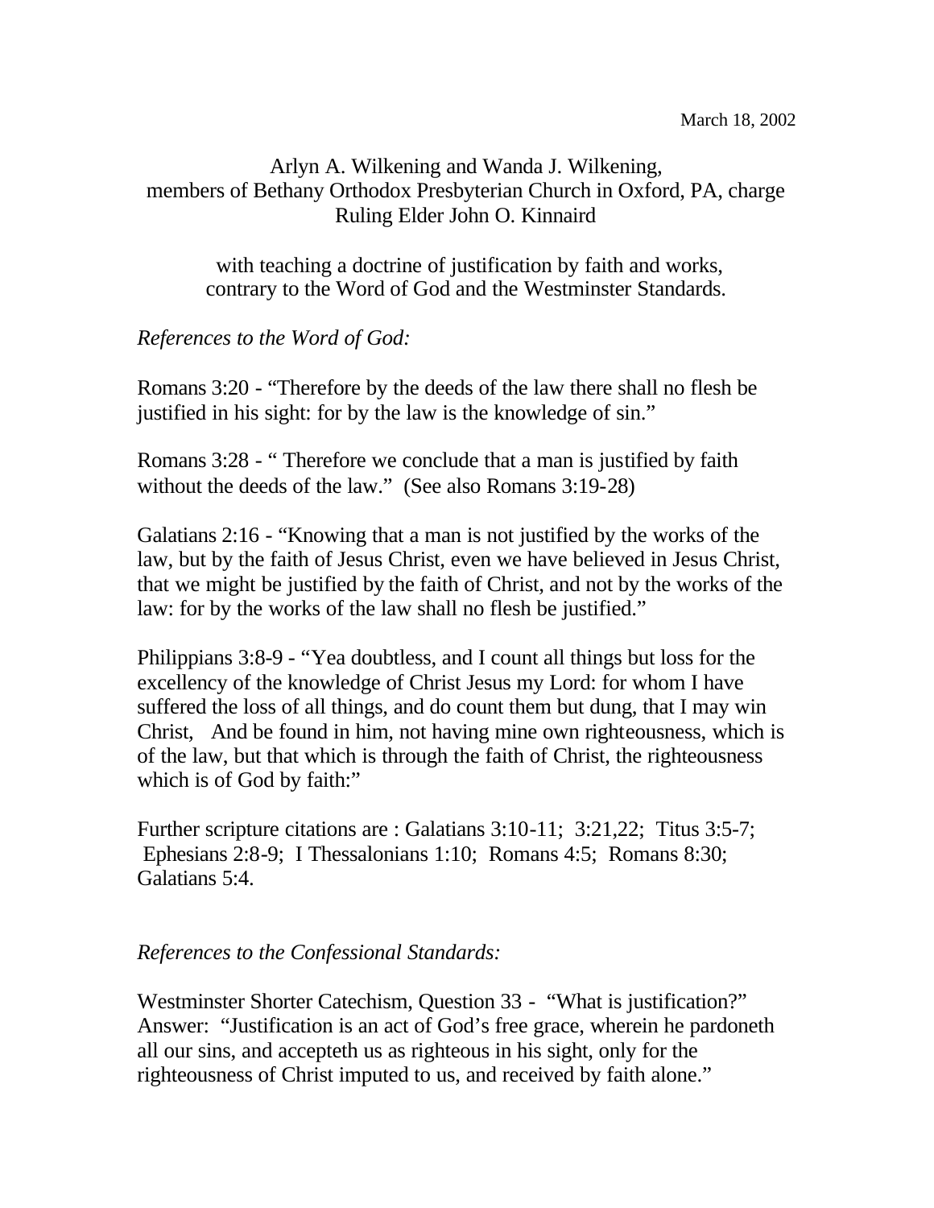March 18, 2002

Arlyn A. Wilkening and Wanda J. Wilkening,
members of Bethany Orthodox Presbyterian Church in Oxford, PA, charge
Ruling Elder John O. Kinnaird

with teaching a doctrine of justification by faith and works,
contrary to the Word of God and the Westminster Standards.

*References to the Word of God:*

Romans 3:20 - "Therefore by the deeds of the law there shall no flesh be justified in his sight: for by the law is the knowledge of sin."

Romans 3:28 - " Therefore we conclude that a man is justified by faith without the deeds of the law." (See also Romans 3:19-28)

Galatians 2:16 - "Knowing that a man is not justified by the works of the law, but by the faith of Jesus Christ, even we have believed in Jesus Christ, that we might be justified by the faith of Christ, and not by the works of the law: for by the works of the law shall no flesh be justified."

Philippians 3:8-9 - "Yea doubtless, and I count all things but loss for the excellency of the knowledge of Christ Jesus my Lord: for whom I have suffered the loss of all things, and do count them but dung, that I may win Christ, And be found in him, not having mine own righteousness, which is of the law, but that which is through the faith of Christ, the righteousness which is of God by faith:"

Further scripture citations are : Galatians 3:10-11; 3:21,22; Titus 3:5-7; Ephesians 2:8-9; I Thessalonians 1:10; Romans 4:5; Romans 8:30; Galatians 5:4.

*References to the Confessional Standards:*

Westminster Shorter Catechism, Question 33 - "What is justification?" Answer: "Justification is an act of God's free grace, wherein he pardoneth all our sins, and accepteth us as righteous in his sight, only for the righteousness of Christ imputed to us, and received by faith alone."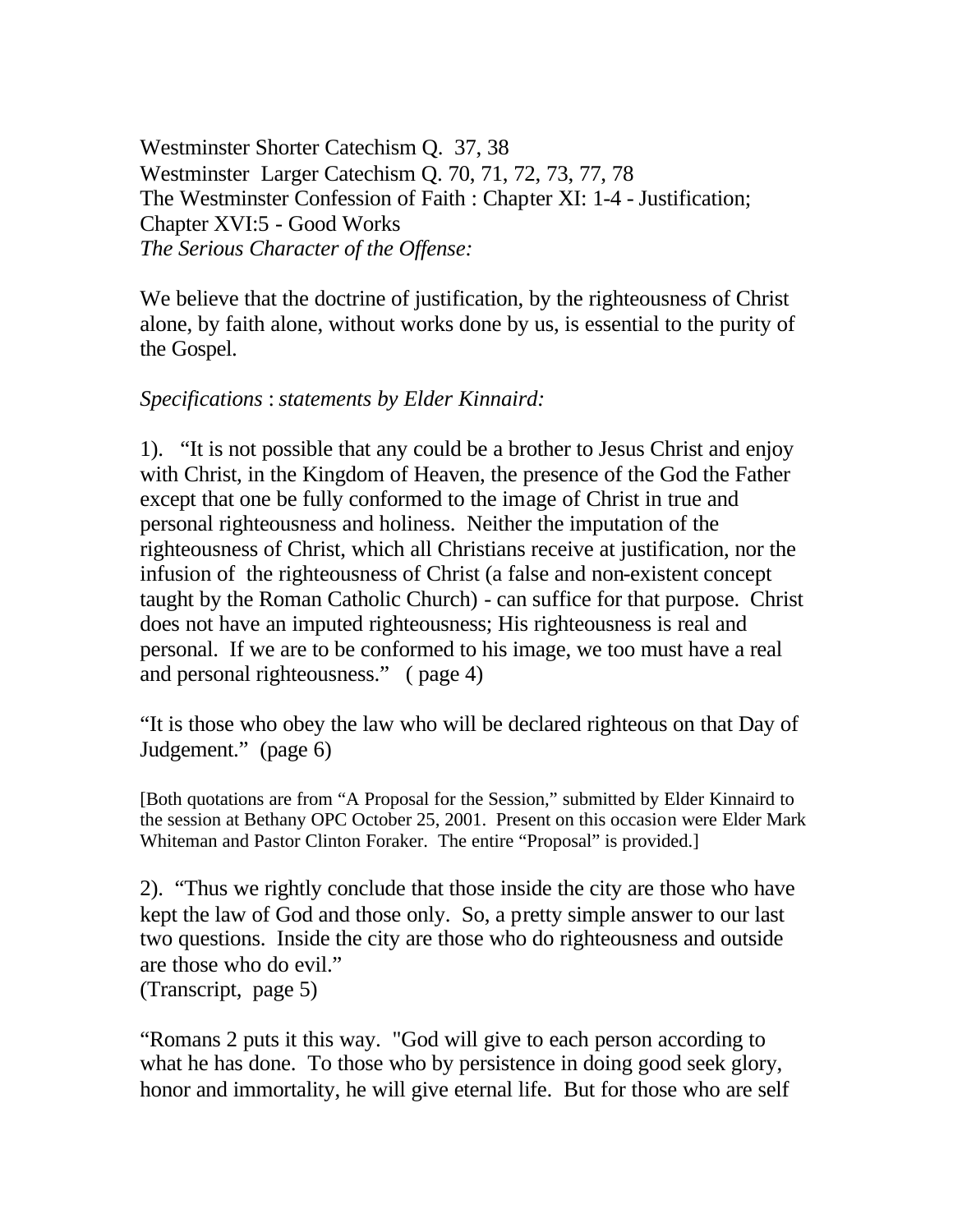Westminster Shorter Catechism Q. 37, 38
Westminster Larger Catechism Q. 70, 71, 72, 73, 77, 78
The Westminster Confession of Faith : Chapter XI: 1-4 - Justification;
Chapter XVI:5 - Good Works
*The Serious Character of the Offense:*

We believe that the doctrine of justification, by the righteousness of Christ alone, by faith alone, without works done by us, is essential to the purity of the Gospel.

*Specifications* : *statements by Elder Kinnaird:*

1). "It is not possible that any could be a brother to Jesus Christ and enjoy with Christ, in the Kingdom of Heaven, the presence of the God the Father except that one be fully conformed to the image of Christ in true and personal righteousness and holiness. Neither the imputation of the righteousness of Christ, which all Christians receive at justification, nor the infusion of the righteousness of Christ (a false and non-existent concept taught by the Roman Catholic Church) - can suffice for that purpose. Christ does not have an imputed righteousness; His righteousness is real and personal. If we are to be conformed to his image, we too must have a real and personal righteousness." ( page 4)

"It is those who obey the law who will be declared righteous on that Day of Judgement." (page 6)

[Both quotations are from "A Proposal for the Session," submitted by Elder Kinnaird to the session at Bethany OPC October 25, 2001. Present on this occasion were Elder Mark Whiteman and Pastor Clinton Foraker. The entire "Proposal" is provided.]

2). "Thus we rightly conclude that those inside the city are those who have kept the law of God and those only. So, a pretty simple answer to our last two questions. Inside the city are those who do righteousness and outside are those who do evil."
(Transcript, page 5)

"Romans 2 puts it this way. "God will give to each person according to what he has done. To those who by persistence in doing good seek glory, honor and immortality, he will give eternal life. But for those who are self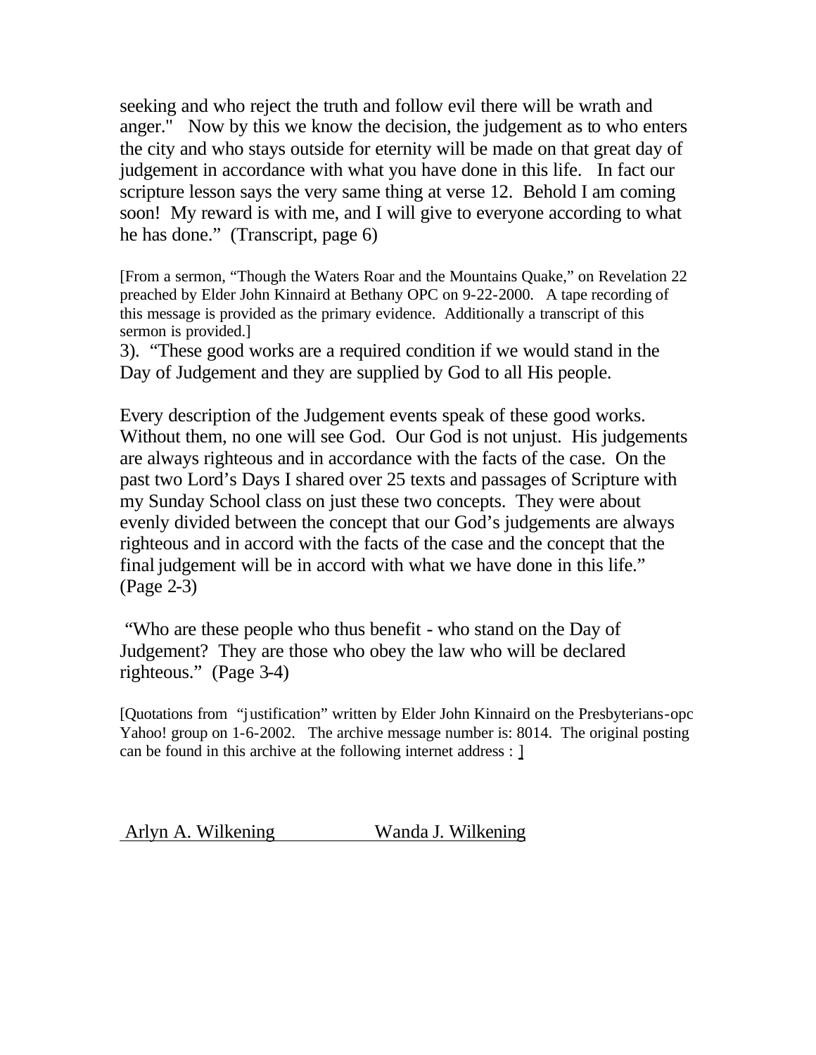seeking and who reject the truth and follow evil there will be wrath and anger." Now by this we know the decision, the judgement as to who enters the city and who stays outside for eternity will be made on that great day of judgement in accordance with what you have done in this life. In fact our scripture lesson says the very same thing at verse 12. Behold I am coming soon! My reward is with me, and I will give to everyone according to what he has done." (Transcript, page 6)

[From a sermon, "Though the Waters Roar and the Mountains Quake," on Revelation 22 preached by Elder John Kinnaird at Bethany OPC on 9-22-2000. A tape recording of this message is provided as the primary evidence. Additionally a transcript of this sermon is provided.]

3). "These good works are a required condition if we would stand in the Day of Judgement and they are supplied by God to all His people.

Every description of the Judgement events speak of these good works. Without them, no one will see God. Our God is not unjust. His judgements are always righteous and in accordance with the facts of the case. On the past two Lord's Days I shared over 25 texts and passages of Scripture with my Sunday School class on just these two concepts. They were about evenly divided between the concept that our God's judgements are always righteous and in accord with the facts of the case and the concept that the final judgement will be in accord with what we have done in this life." (Page 2-3)

"Who are these people who thus benefit - who stand on the Day of Judgement? They are those who obey the law who will be declared righteous." (Page 3-4)

[Quotations from "justification" written by Elder John Kinnaird on the Presbyterians-opc Yahoo! group on 1-6-2002. The archive message number is: 8014. The original posting can be found in this archive at the following internet address : ]

Arlyn A. Wilkening Wanda J. Wilkening